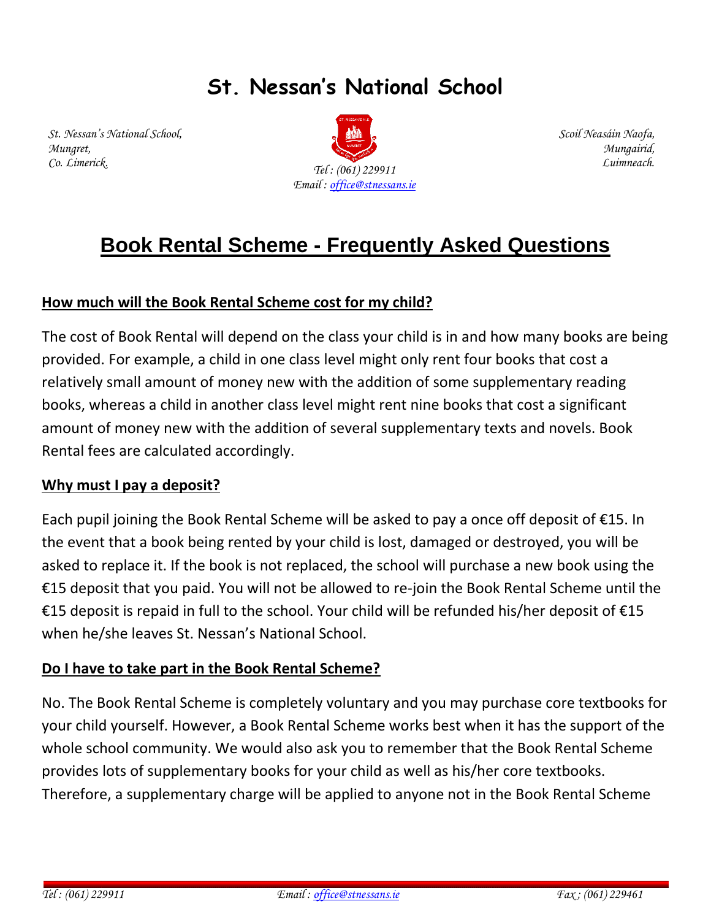# St. Nessan's National School

*St. Nessan's National School,*
*Mungret,*
*Co. Limerick.*

*Tel : (061) 229911*
*Email : office@stnessans.ie*

*Scoil Neasáin Naofa,*
*Mungairid,*
*Luimneach.*

## Book Rental Scheme - Frequently Asked Questions

### How much will the Book Rental Scheme cost for my child?

The cost of Book Rental will depend on the class your child is in and how many books are being provided. For example, a child in one class level might only rent four books that cost a relatively small amount of money new with the addition of some supplementary reading books, whereas a child in another class level might rent nine books that cost a significant amount of money new with the addition of several supplementary texts and novels. Book Rental fees are calculated accordingly.

### Why must I pay a deposit?

Each pupil joining the Book Rental Scheme will be asked to pay a once off deposit of €15. In the event that a book being rented by your child is lost, damaged or destroyed, you will be asked to replace it. If the book is not replaced, the school will purchase a new book using the €15 deposit that you paid. You will not be allowed to re-join the Book Rental Scheme until the €15 deposit is repaid in full to the school. Your child will be refunded his/her deposit of €15 when he/she leaves St. Nessan's National School.

### Do I have to take part in the Book Rental Scheme?

No. The Book Rental Scheme is completely voluntary and you may purchase core textbooks for your child yourself. However, a Book Rental Scheme works best when it has the support of the whole school community. We would also ask you to remember that the Book Rental Scheme provides lots of supplementary books for your child as well as his/her core textbooks. Therefore, a supplementary charge will be applied to anyone not in the Book Rental Scheme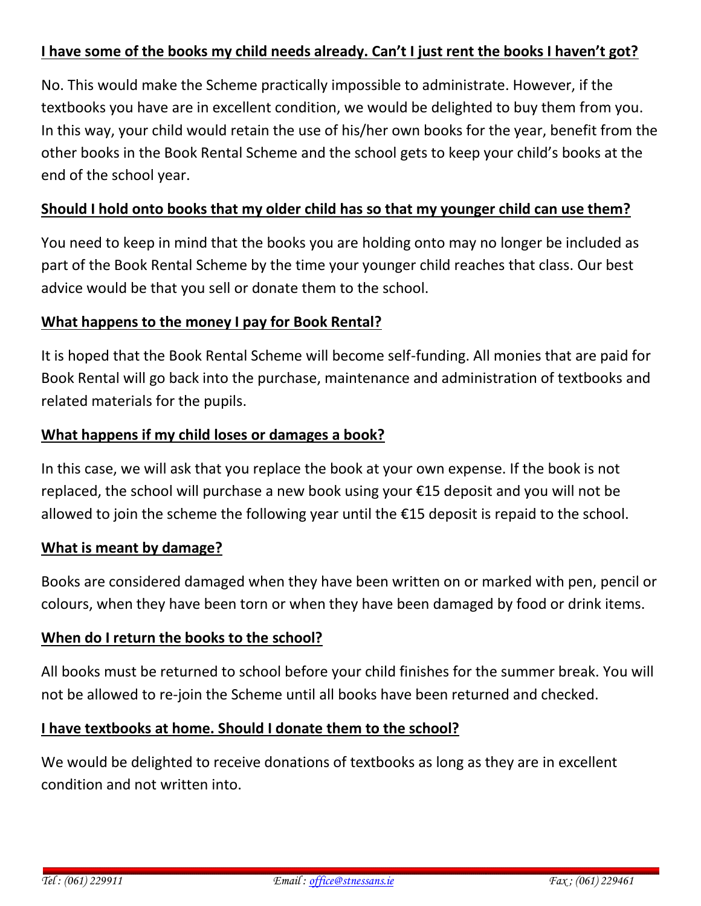**I have some of the books my child needs already. Can't I just rent the books I haven't got?**

No. This would make the Scheme practically impossible to administrate. However, if the textbooks you have are in excellent condition, we would be delighted to buy them from you. In this way, your child would retain the use of his/her own books for the year, benefit from the other books in the Book Rental Scheme and the school gets to keep your child's books at the end of the school year.

**Should I hold onto books that my older child has so that my younger child can use them?**

You need to keep in mind that the books you are holding onto may no longer be included as part of the Book Rental Scheme by the time your younger child reaches that class. Our best advice would be that you sell or donate them to the school.

**What happens to the money I pay for Book Rental?**

It is hoped that the Book Rental Scheme will become self-funding. All monies that are paid for Book Rental will go back into the purchase, maintenance and administration of textbooks and related materials for the pupils.

**What happens if my child loses or damages a book?**

In this case, we will ask that you replace the book at your own expense. If the book is not replaced, the school will purchase a new book using your €15 deposit and you will not be allowed to join the scheme the following year until the €15 deposit is repaid to the school.

**What is meant by damage?**

Books are considered damaged when they have been written on or marked with pen, pencil or colours, when they have been torn or when they have been damaged by food or drink items.

**When do I return the books to the school?**

All books must be returned to school before your child finishes for the summer break. You will not be allowed to re-join the Scheme until all books have been returned and checked.

**I have textbooks at home. Should I donate them to the school?**

We would be delighted to receive donations of textbooks as long as they are in excellent condition and not written into.